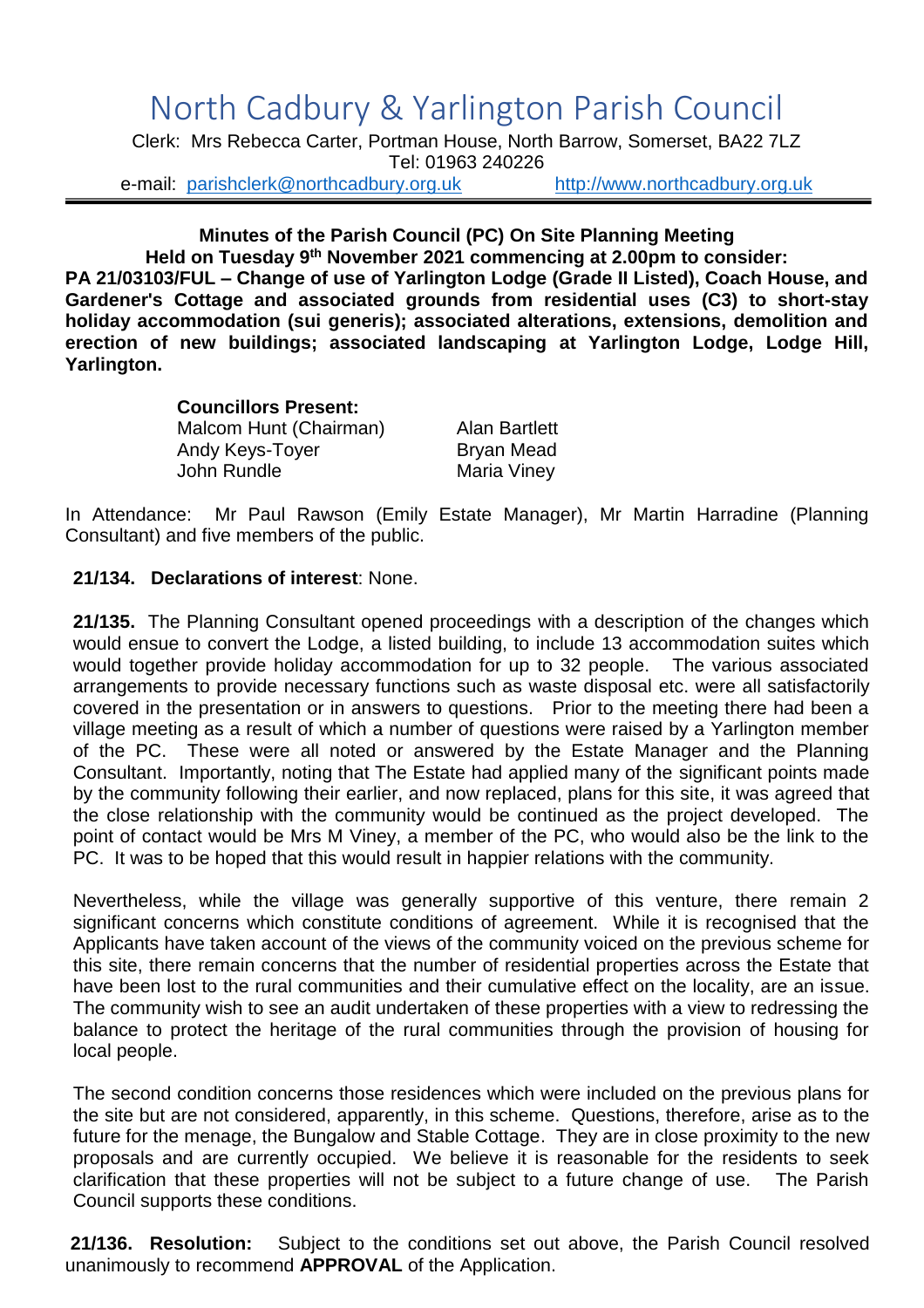# North Cadbury & Yarlington Parish Council

Clerk: Mrs Rebecca Carter, Portman House, North Barrow, Somerset, BA22 7LZ
Tel: 01963 240226
e-mail: parishclerk@northcadbury.org.uk http://www.northcadbury.org.uk

**Minutes of the Parish Council (PC) On Site Planning Meeting**
**Held on Tuesday 9th November 2021 commencing at 2.00pm to consider:**
**PA 21/03103/FUL – Change of use of Yarlington Lodge (Grade II Listed), Coach House, and Gardener's Cottage and associated grounds from residential uses (C3) to short-stay holiday accommodation (sui generis); associated alterations, extensions, demolition and erection of new buildings; associated landscaping at Yarlington Lodge, Lodge Hill, Yarlington.**

**Councillors Present:**

Malcom Hunt (Chairman)
Alan Bartlett
Andy Keys-Toyer
Bryan Mead
John Rundle
Maria Viney

In Attendance: Mr Paul Rawson (Emily Estate Manager), Mr Martin Harradine (Planning Consultant) and five members of the public.

**21/134. Declarations of interest**: None.

**21/135.** The Planning Consultant opened proceedings with a description of the changes which would ensue to convert the Lodge, a listed building, to include 13 accommodation suites which would together provide holiday accommodation for up to 32 people. The various associated arrangements to provide necessary functions such as waste disposal etc. were all satisfactorily covered in the presentation or in answers to questions. Prior to the meeting there had been a village meeting as a result of which a number of questions were raised by a Yarlington member of the PC. These were all noted or answered by the Estate Manager and the Planning Consultant. Importantly, noting that The Estate had applied many of the significant points made by the community following their earlier, and now replaced, plans for this site, it was agreed that the close relationship with the community would be continued as the project developed. The point of contact would be Mrs M Viney, a member of the PC, who would also be the link to the PC. It was to be hoped that this would result in happier relations with the community.

Nevertheless, while the village was generally supportive of this venture, there remain 2 significant concerns which constitute conditions of agreement. While it is recognised that the Applicants have taken account of the views of the community voiced on the previous scheme for this site, there remain concerns that the number of residential properties across the Estate that have been lost to the rural communities and their cumulative effect on the locality, are an issue. The community wish to see an audit undertaken of these properties with a view to redressing the balance to protect the heritage of the rural communities through the provision of housing for local people.

The second condition concerns those residences which were included on the previous plans for the site but are not considered, apparently, in this scheme. Questions, therefore, arise as to the future for the menage, the Bungalow and Stable Cottage. They are in close proximity to the new proposals and are currently occupied. We believe it is reasonable for the residents to seek clarification that these properties will not be subject to a future change of use. The Parish Council supports these conditions.

**21/136. Resolution:** Subject to the conditions set out above, the Parish Council resolved unanimously to recommend **APPROVAL** of the Application.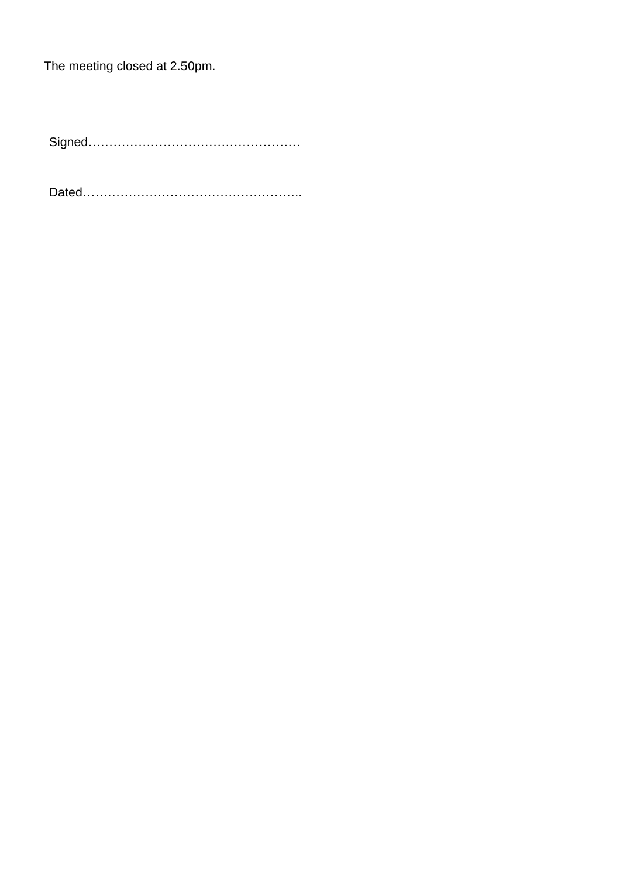The meeting closed at 2.50pm.

Signed……………………………………………

Dated……………………………………………..